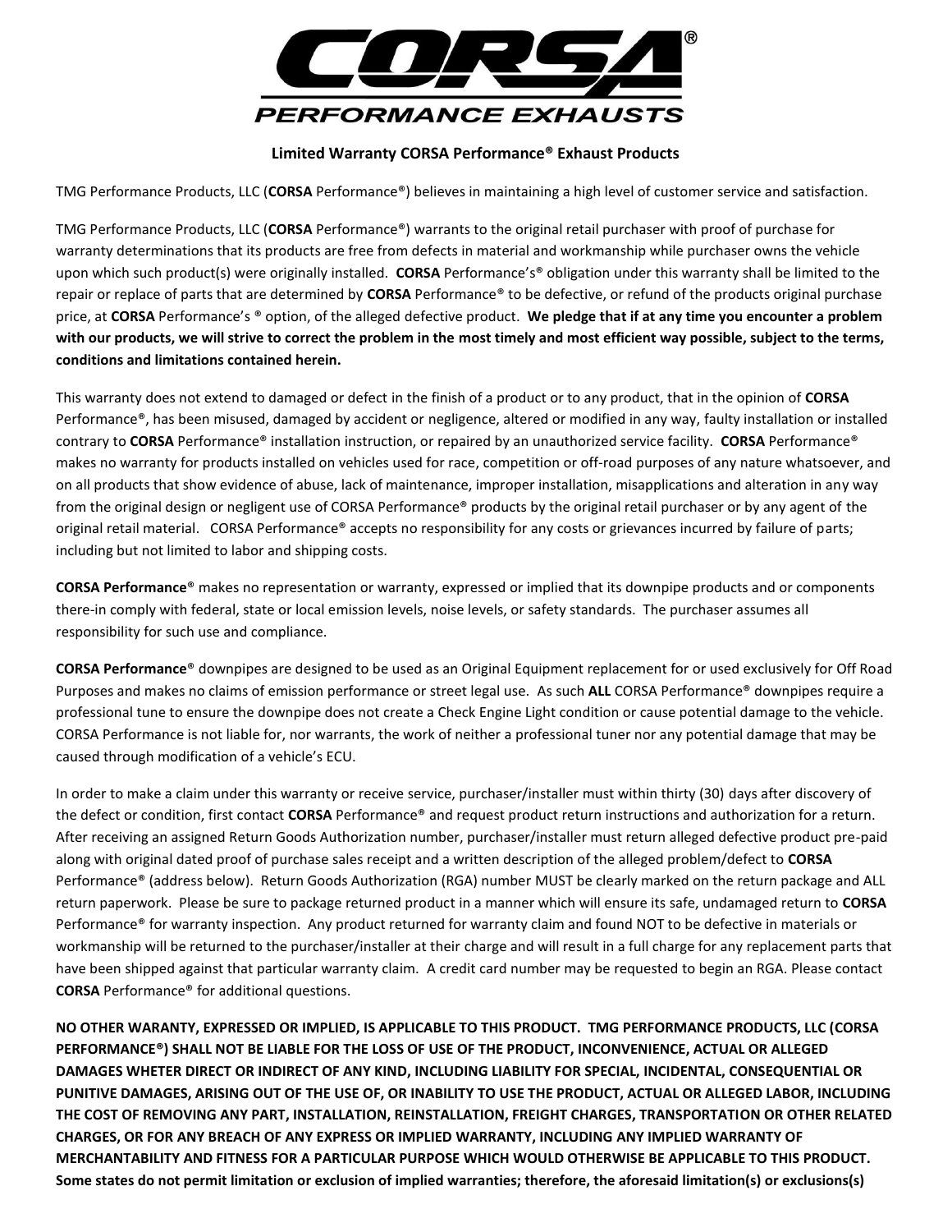# CORSA® PERFORMANCE EXHAUSTS

**Limited Warranty CORSA Performance® Exhaust Products**

TMG Performance Products, LLC (**CORSA** Performance®) believes in maintaining a high level of customer service and satisfaction.

TMG Performance Products, LLC (**CORSA** Performance®) warrants to the original retail purchaser with proof of purchase for warranty determinations that its products are free from defects in material and workmanship while purchaser owns the vehicle upon which such product(s) were originally installed. **CORSA** Performance's® obligation under this warranty shall be limited to the repair or replace of parts that are determined by **CORSA** Performance® to be defective, or refund of the products original purchase price, at **CORSA** Performance's ® option, of the alleged defective product. **We pledge that if at any time you encounter a problem with our products, we will strive to correct the problem in the most timely and most efficient way possible, subject to the terms, conditions and limitations contained herein.**

This warranty does not extend to damaged or defect in the finish of a product or to any product, that in the opinion of **CORSA** Performance®, has been misused, damaged by accident or negligence, altered or modified in any way, faulty installation or installed contrary to **CORSA** Performance® installation instruction, or repaired by an unauthorized service facility. **CORSA** Performance® makes no warranty for products installed on vehicles used for race, competition or off-road purposes of any nature whatsoever, and on all products that show evidence of abuse, lack of maintenance, improper installation, misapplications and alteration in any way from the original design or negligent use of CORSA Performance® products by the original retail purchaser or by any agent of the original retail material. CORSA Performance® accepts no responsibility for any costs or grievances incurred by failure of parts; including but not limited to labor and shipping costs.

**CORSA Performance**® makes no representation or warranty, expressed or implied that its downpipe products and or components there-in comply with federal, state or local emission levels, noise levels, or safety standards. The purchaser assumes all responsibility for such use and compliance.

**CORSA Performance**® downpipes are designed to be used as an Original Equipment replacement for or used exclusively for Off Road Purposes and makes no claims of emission performance or street legal use. As such **ALL** CORSA Performance® downpipes require a professional tune to ensure the downpipe does not create a Check Engine Light condition or cause potential damage to the vehicle. CORSA Performance is not liable for, nor warrants, the work of neither a professional tuner nor any potential damage that may be caused through modification of a vehicle's ECU.

In order to make a claim under this warranty or receive service, purchaser/installer must within thirty (30) days after discovery of the defect or condition, first contact **CORSA** Performance® and request product return instructions and authorization for a return. After receiving an assigned Return Goods Authorization number, purchaser/installer must return alleged defective product pre-paid along with original dated proof of purchase sales receipt and a written description of the alleged problem/defect to **CORSA** Performance® (address below). Return Goods Authorization (RGA) number MUST be clearly marked on the return package and ALL return paperwork. Please be sure to package returned product in a manner which will ensure its safe, undamaged return to **CORSA** Performance® for warranty inspection. Any product returned for warranty claim and found NOT to be defective in materials or workmanship will be returned to the purchaser/installer at their charge and will result in a full charge for any replacement parts that have been shipped against that particular warranty claim. A credit card number may be requested to begin an RGA. Please contact **CORSA** Performance® for additional questions.

**NO OTHER WARANTY, EXPRESSED OR IMPLIED, IS APPLICABLE TO THIS PRODUCT. TMG PERFORMANCE PRODUCTS, LLC (CORSA PERFORMANCE®) SHALL NOT BE LIABLE FOR THE LOSS OF USE OF THE PRODUCT, INCONVENIENCE, ACTUAL OR ALLEGED DAMAGES WHETER DIRECT OR INDIRECT OF ANY KIND, INCLUDING LIABILITY FOR SPECIAL, INCIDENTAL, CONSEQUENTIAL OR PUNITIVE DAMAGES, ARISING OUT OF THE USE OF, OR INABILITY TO USE THE PRODUCT, ACTUAL OR ALLEGED LABOR, INCLUDING THE COST OF REMOVING ANY PART, INSTALLATION, REINSTALLATION, FREIGHT CHARGES, TRANSPORTATION OR OTHER RELATED CHARGES, OR FOR ANY BREACH OF ANY EXPRESS OR IMPLIED WARRANTY, INCLUDING ANY IMPLIED WARRANTY OF MERCHANTABILITY AND FITNESS FOR A PARTICULAR PURPOSE WHICH WOULD OTHERWISE BE APPLICABLE TO THIS PRODUCT. Some states do not permit limitation or exclusion of implied warranties; therefore, the aforesaid limitation(s) or exclusions(s)**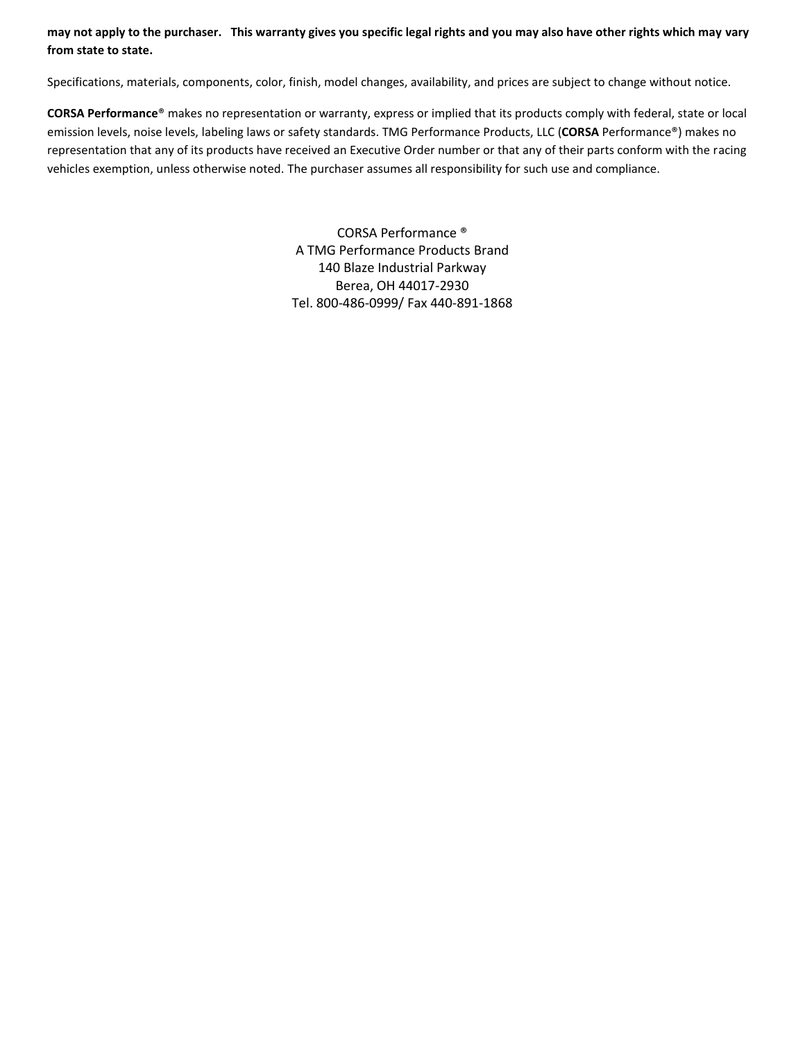**may not apply to the purchaser. This warranty gives you specific legal rights and you may also have other rights which may vary from state to state.**

Specifications, materials, components, color, finish, model changes, availability, and prices are subject to change without notice.

**CORSA Performance**® makes no representation or warranty, express or implied that its products comply with federal, state or local emission levels, noise levels, labeling laws or safety standards. TMG Performance Products, LLC (**CORSA** Performance®) makes no representation that any of its products have received an Executive Order number or that any of their parts conform with the racing vehicles exemption, unless otherwise noted. The purchaser assumes all responsibility for such use and compliance.

CORSA Performance ®
A TMG Performance Products Brand
140 Blaze Industrial Parkway
Berea, OH 44017-2930
Tel. 800-486-0999/ Fax 440-891-1868